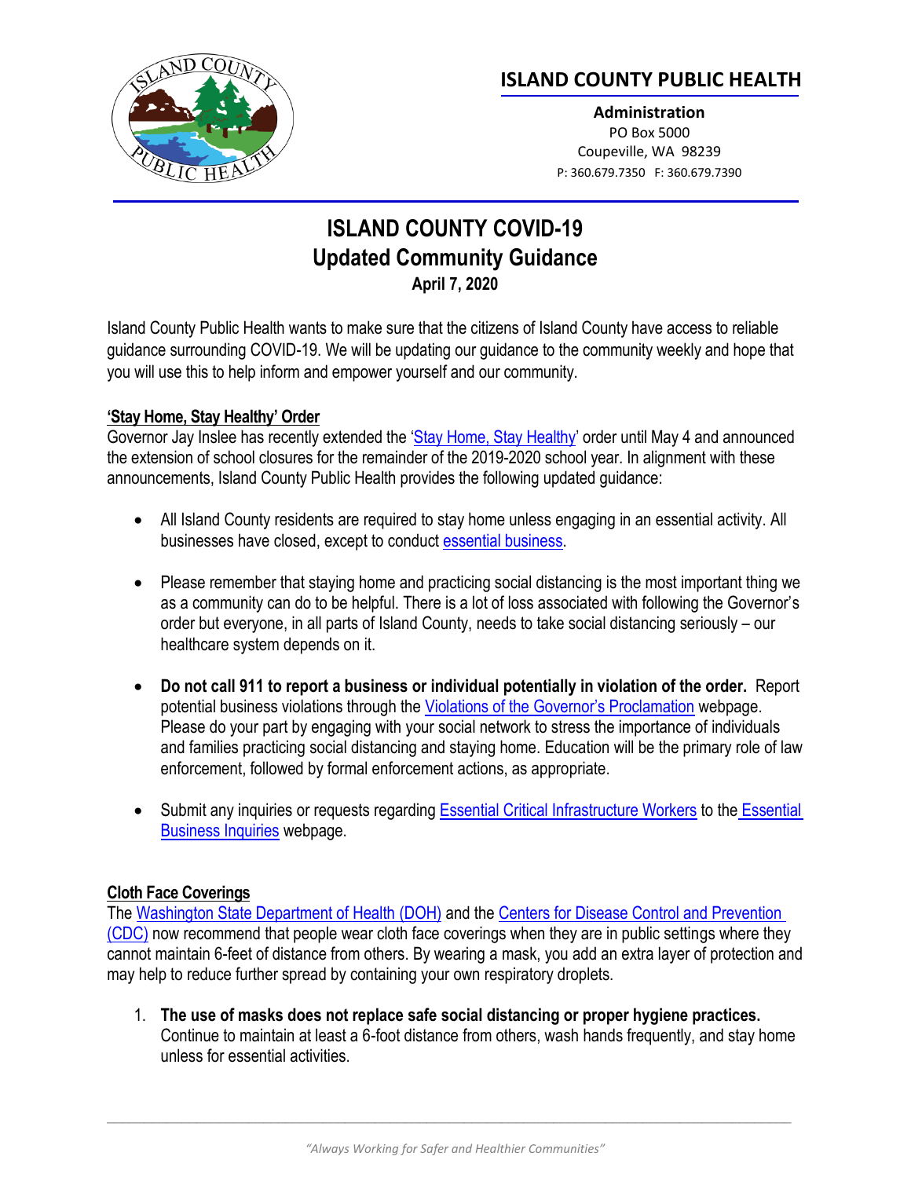**ISLAND COUNTY PUBLIC HEALTH**

**Administration**
PO Box 5000
Coupeville, WA 98239
P: 360.679.7350 F: 360.679.7390

# ISLAND COUNTY COVID-19
# Updated Community Guidance
**April 7, 2020**

Island County Public Health wants to make sure that the citizens of Island County have access to reliable guidance surrounding COVID-19. We will be updating our guidance to the community weekly and hope that you will use this to help inform and empower yourself and our community.

## 'Stay Home, Stay Healthy' Order

Governor Jay Inslee has recently extended the 'Stay Home, Stay Healthy' order until May 4 and announced the extension of school closures for the remainder of the 2019-2020 school year. In alignment with these announcements, Island County Public Health provides the following updated guidance:

- All Island County residents are required to stay home unless engaging in an essential activity. All businesses have closed, except to conduct essential business.
- Please remember that staying home and practicing social distancing is the most important thing we as a community can do to be helpful. There is a lot of loss associated with following the Governor's order but everyone, in all parts of Island County, needs to take social distancing seriously – our healthcare system depends on it.
- **Do not call 911 to report a business or individual potentially in violation of the order.** Report potential business violations through the Violations of the Governor's Proclamation webpage. Please do your part by engaging with your social network to stress the importance of individuals and families practicing social distancing and staying home. Education will be the primary role of law enforcement, followed by formal enforcement actions, as appropriate.
- Submit any inquiries or requests regarding Essential Critical Infrastructure Workers to the Essential Business Inquiries webpage.

## Cloth Face Coverings

The Washington State Department of Health (DOH) and the Centers for Disease Control and Prevention (CDC) now recommend that people wear cloth face coverings when they are in public settings where they cannot maintain 6-feet of distance from others. By wearing a mask, you add an extra layer of protection and may help to reduce further spread by containing your own respiratory droplets.

1. **The use of masks does not replace safe social distancing or proper hygiene practices.** Continue to maintain at least a 6-foot distance from others, wash hands frequently, and stay home unless for essential activities.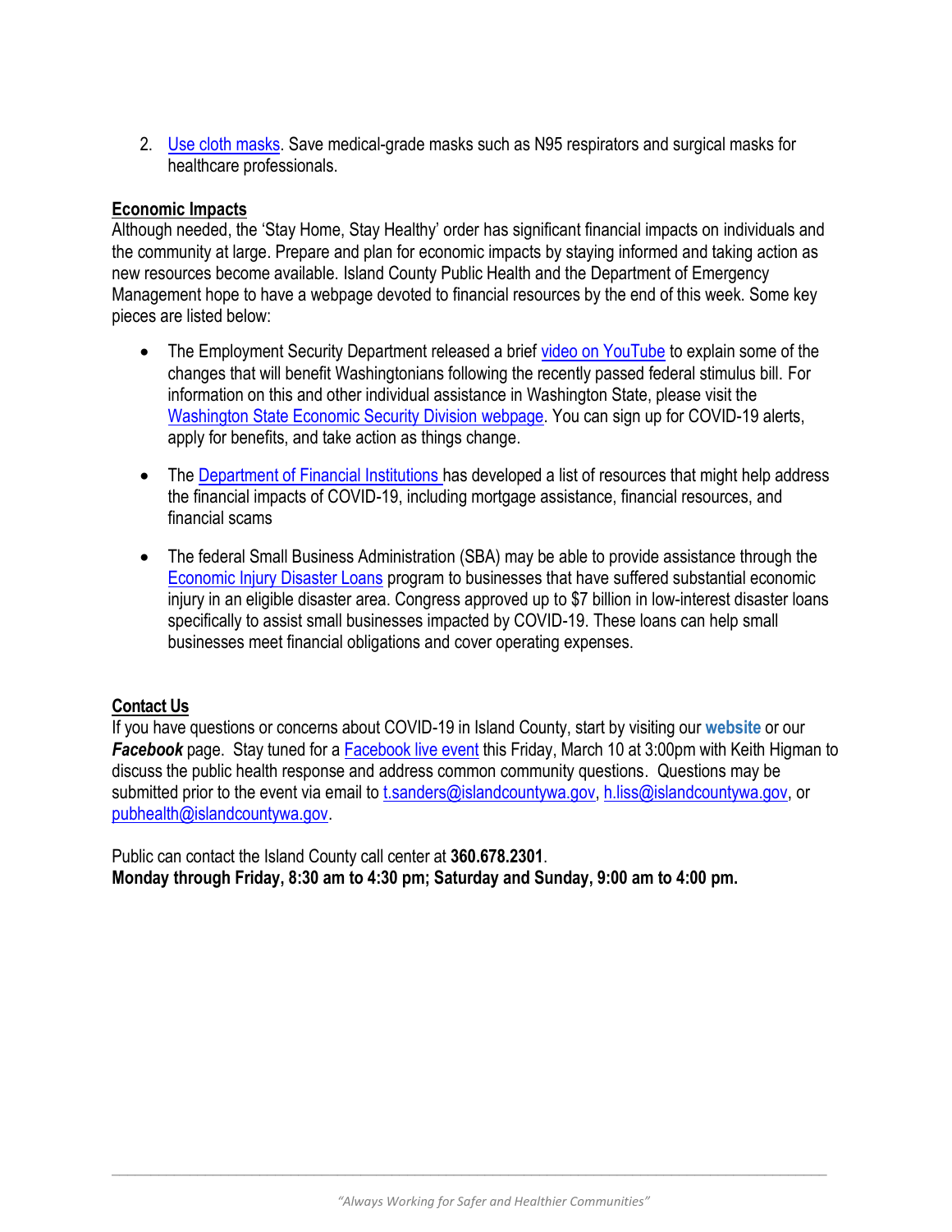2. Use cloth masks. Save medical-grade masks such as N95 respirators and surgical masks for healthcare professionals.

**Economic Impacts**

Although needed, the 'Stay Home, Stay Healthy' order has significant financial impacts on individuals and the community at large. Prepare and plan for economic impacts by staying informed and taking action as new resources become available. Island County Public Health and the Department of Emergency Management hope to have a webpage devoted to financial resources by the end of this week. Some key pieces are listed below:

- The Employment Security Department released a brief video on YouTube to explain some of the changes that will benefit Washingtonians following the recently passed federal stimulus bill. For information on this and other individual assistance in Washington State, please visit the Washington State Economic Security Division webpage. You can sign up for COVID-19 alerts, apply for benefits, and take action as things change.

- The Department of Financial Institutions has developed a list of resources that might help address the financial impacts of COVID-19, including mortgage assistance, financial resources, and financial scams

- The federal Small Business Administration (SBA) may be able to provide assistance through the Economic Injury Disaster Loans program to businesses that have suffered substantial economic injury in an eligible disaster area. Congress approved up to $7 billion in low-interest disaster loans specifically to assist small businesses impacted by COVID-19. These loans can help small businesses meet financial obligations and cover operating expenses.

**Contact Us**

If you have questions or concerns about COVID-19 in Island County, start by visiting our **website** or our ***Facebook*** page. Stay tuned for a Facebook live event this Friday, March 10 at 3:00pm with Keith Higman to discuss the public health response and address common community questions. Questions may be submitted prior to the event via email to t.sanders@islandcountywa.gov, h.liss@islandcountywa.gov, or pubhealth@islandcountywa.gov.

Public can contact the Island County call center at **360.678.2301**.
**Monday through Friday, 8:30 am to 4:30 pm; Saturday and Sunday, 9:00 am to 4:00 pm.**